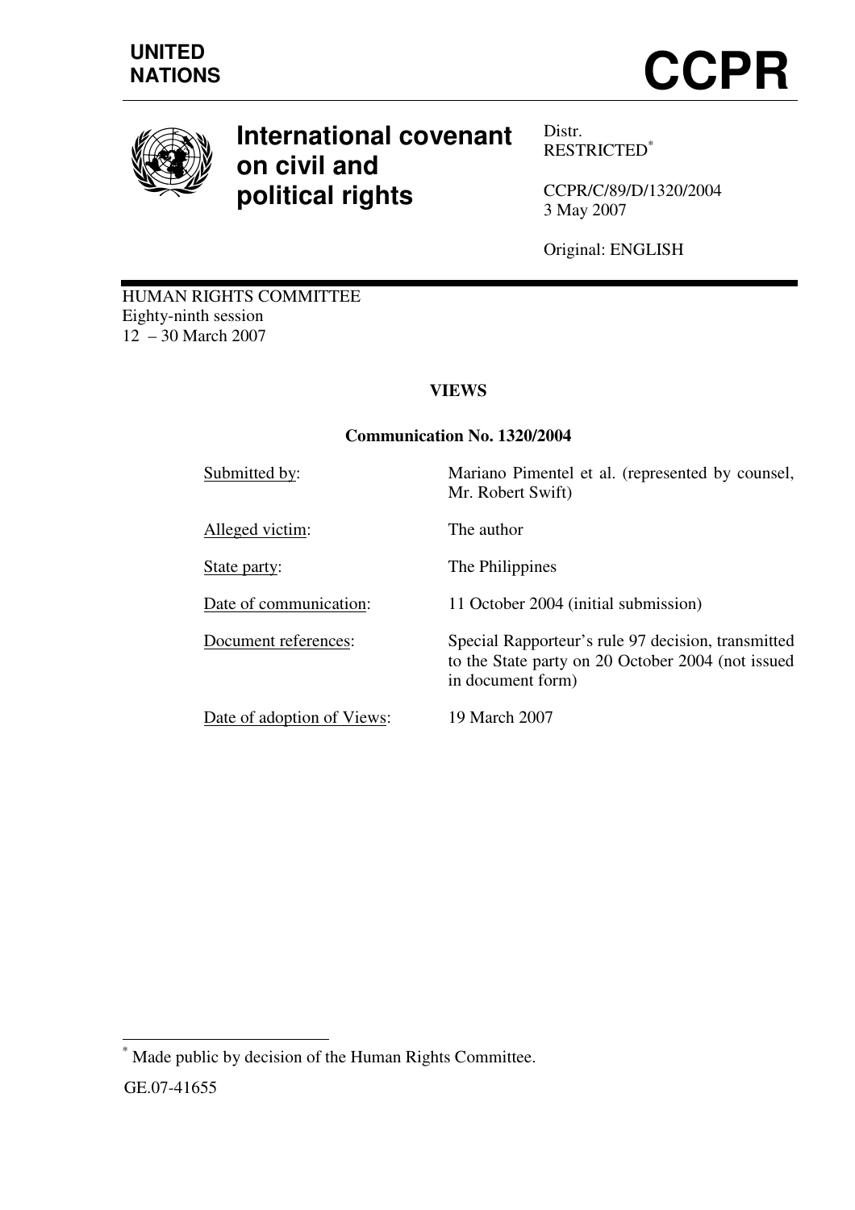UNITED NATIONS

# CCPR

# International covenant on civil and political rights

Distr.
RESTRICTED[*]

CCPR/C/89/D/1320/2004
3 May 2007

Original: ENGLISH

HUMAN RIGHTS COMMITTEE
Eighty-ninth session
12 – 30 March 2007

## VIEWS

### Communication No. 1320/2004

| | |
|---|---|
| Submitted by: | Mariano Pimentel et al. (represented by counsel, Mr. Robert Swift) |
| Alleged victim: | The author |
| State party: | The Philippines |
| Date of communication: | 11 October 2004 (initial submission) |
| Document references: | Special Rapporteur's rule 97 decision, transmitted to the State party on 20 October 2004 (not issued in document form) |
| Date of adoption of Views: | 19 March 2007 |

[*] Made public by decision of the Human Rights Committee.

GE.07-41655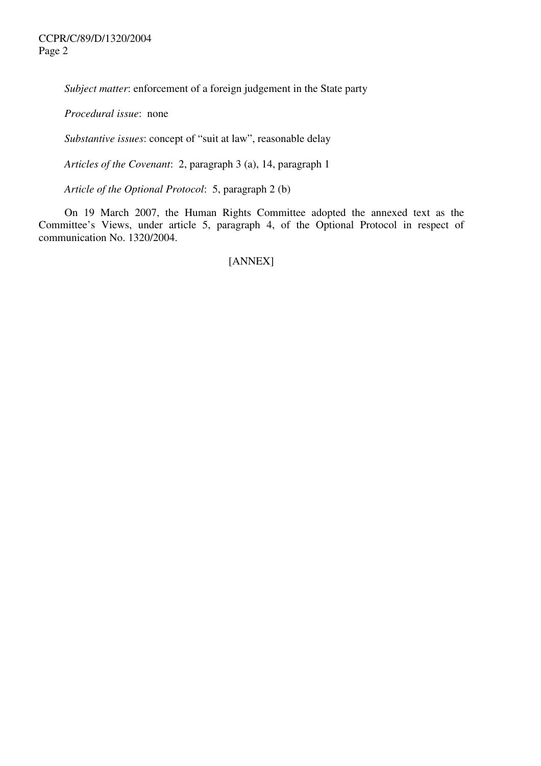*Subject matter*: enforcement of a foreign judgement in the State party

*Procedural issue*: none

*Substantive issues*: concept of "suit at law", reasonable delay

*Articles of the Covenant*: 2, paragraph 3 (a), 14, paragraph 1

*Article of the Optional Protocol*: 5, paragraph 2 (b)

On 19 March 2007, the Human Rights Committee adopted the annexed text as the Committee's Views, under article 5, paragraph 4, of the Optional Protocol in respect of communication No. 1320/2004.

[ANNEX]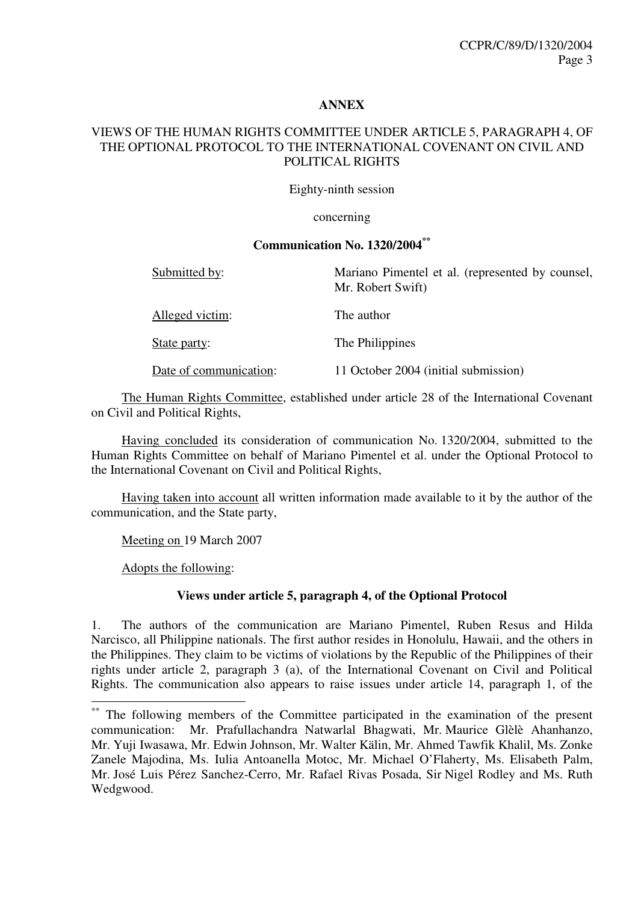**ANNEX**

**VIEWS OF THE HUMAN RIGHTS COMMITTEE UNDER ARTICLE 5, PARAGRAPH 4, OF THE OPTIONAL PROTOCOL TO THE INTERNATIONAL COVENANT ON CIVIL AND POLITICAL RIGHTS**

Eighty-ninth session

concerning

**Communication No. 1320/2004**[**]

| | |
|---|---|
| Submitted by: | Mariano Pimentel et al. (represented by counsel, Mr. Robert Swift) |
| Alleged victim: | The author |
| State party: | The Philippines |
| Date of communication: | 11 October 2004 (initial submission) |

The Human Rights Committee, established under article 28 of the International Covenant on Civil and Political Rights,

Having concluded its consideration of communication No. 1320/2004, submitted to the Human Rights Committee on behalf of Mariano Pimentel et al. under the Optional Protocol to the International Covenant on Civil and Political Rights,

Having taken into account all written information made available to it by the author of the communication, and the State party,

Meeting on 19 March 2007

Adopts the following:

**Views under article 5, paragraph 4, of the Optional Protocol**

1. The authors of the communication are Mariano Pimentel, Ruben Resus and Hilda Narcisco, all Philippine nationals. The first author resides in Honolulu, Hawaii, and the others in the Philippines. They claim to be victims of violations by the Republic of the Philippines of their rights under article 2, paragraph 3 (a), of the International Covenant on Civil and Political Rights. The communication also appears to raise issues under article 14, paragraph 1, of the

[**] The following members of the Committee participated in the examination of the present communication: Mr. Prafullachandra Natwarlal Bhagwati, Mr. Maurice Glèlè Ahanhanzo, Mr. Yuji Iwasawa, Mr. Edwin Johnson, Mr. Walter Kälin, Mr. Ahmed Tawfik Khalil, Ms. Zonke Zanele Majodina, Ms. Iulia Antoanella Motoc, Mr. Michael O'Flaherty, Ms. Elisabeth Palm, Mr. José Luis Pérez Sanchez-Cerro, Mr. Rafael Rivas Posada, Sir Nigel Rodley and Ms. Ruth Wedgwood.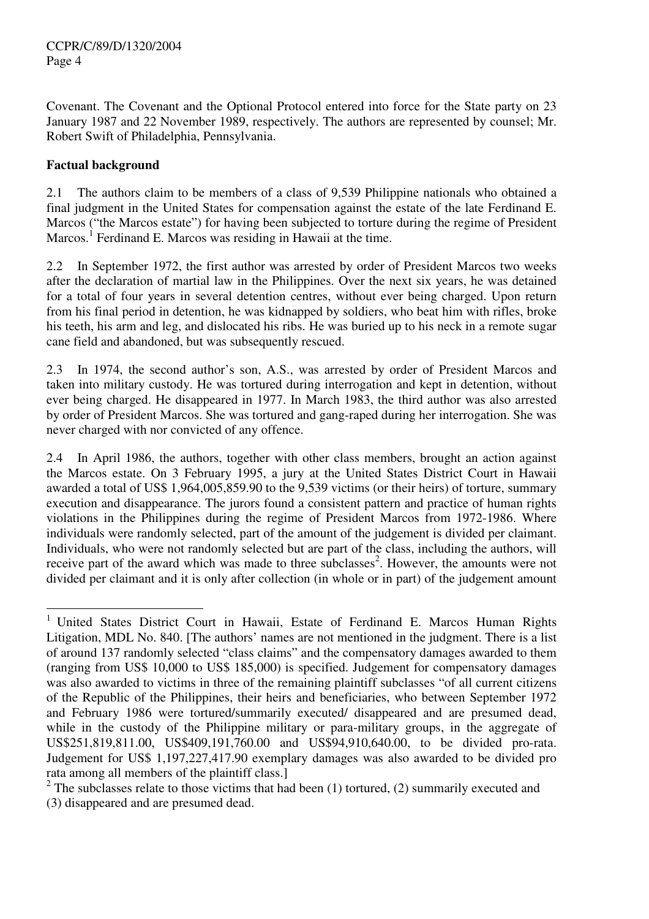Covenant. The Covenant and the Optional Protocol entered into force for the State party on 23 January 1987 and 22 November 1989, respectively. The authors are represented by counsel; Mr. Robert Swift of Philadelphia, Pennsylvania.

**Factual background**

2.1 The authors claim to be members of a class of 9,539 Philippine nationals who obtained a final judgment in the United States for compensation against the estate of the late Ferdinand E. Marcos ("the Marcos estate") for having been subjected to torture during the regime of President Marcos.[1] Ferdinand E. Marcos was residing in Hawaii at the time.

2.2 In September 1972, the first author was arrested by order of President Marcos two weeks after the declaration of martial law in the Philippines. Over the next six years, he was detained for a total of four years in several detention centres, without ever being charged. Upon return from his final period in detention, he was kidnapped by soldiers, who beat him with rifles, broke his teeth, his arm and leg, and dislocated his ribs. He was buried up to his neck in a remote sugar cane field and abandoned, but was subsequently rescued.

2.3 In 1974, the second author's son, A.S., was arrested by order of President Marcos and taken into military custody. He was tortured during interrogation and kept in detention, without ever being charged. He disappeared in 1977. In March 1983, the third author was also arrested by order of President Marcos. She was tortured and gang-raped during her interrogation. She was never charged with nor convicted of any offence.

2.4 In April 1986, the authors, together with other class members, brought an action against the Marcos estate. On 3 February 1995, a jury at the United States District Court in Hawaii awarded a total of US$ 1,964,005,859.90 to the 9,539 victims (or their heirs) of torture, summary execution and disappearance. The jurors found a consistent pattern and practice of human rights violations in the Philippines during the regime of President Marcos from 1972-1986. Where individuals were randomly selected, part of the amount of the judgement is divided per claimant. Individuals, who were not randomly selected but are part of the class, including the authors, will receive part of the award which was made to three subclasses[2]. However, the amounts were not divided per claimant and it is only after collection (in whole or in part) of the judgement amount

---

[1] United States District Court in Hawaii, Estate of Ferdinand E. Marcos Human Rights Litigation, MDL No. 840. [The authors' names are not mentioned in the judgment. There is a list of around 137 randomly selected "class claims" and the compensatory damages awarded to them (ranging from US$ 10,000 to US$ 185,000) is specified. Judgement for compensatory damages was also awarded to victims in three of the remaining plaintiff subclasses "of all current citizens of the Republic of the Philippines, their heirs and beneficiaries, who between September 1972 and February 1986 were tortured/summarily executed/ disappeared and are presumed dead, while in the custody of the Philippine military or para-military groups, in the aggregate of US$251,819,811.00, US$409,191,760.00 and US$94,910,640.00, to be divided pro-rata. Judgement for US$ 1,197,227,417.90 exemplary damages was also awarded to be divided pro rata among all members of the plaintiff class.]

[2] The subclasses relate to those victims that had been (1) tortured, (2) summarily executed and (3) disappeared and are presumed dead.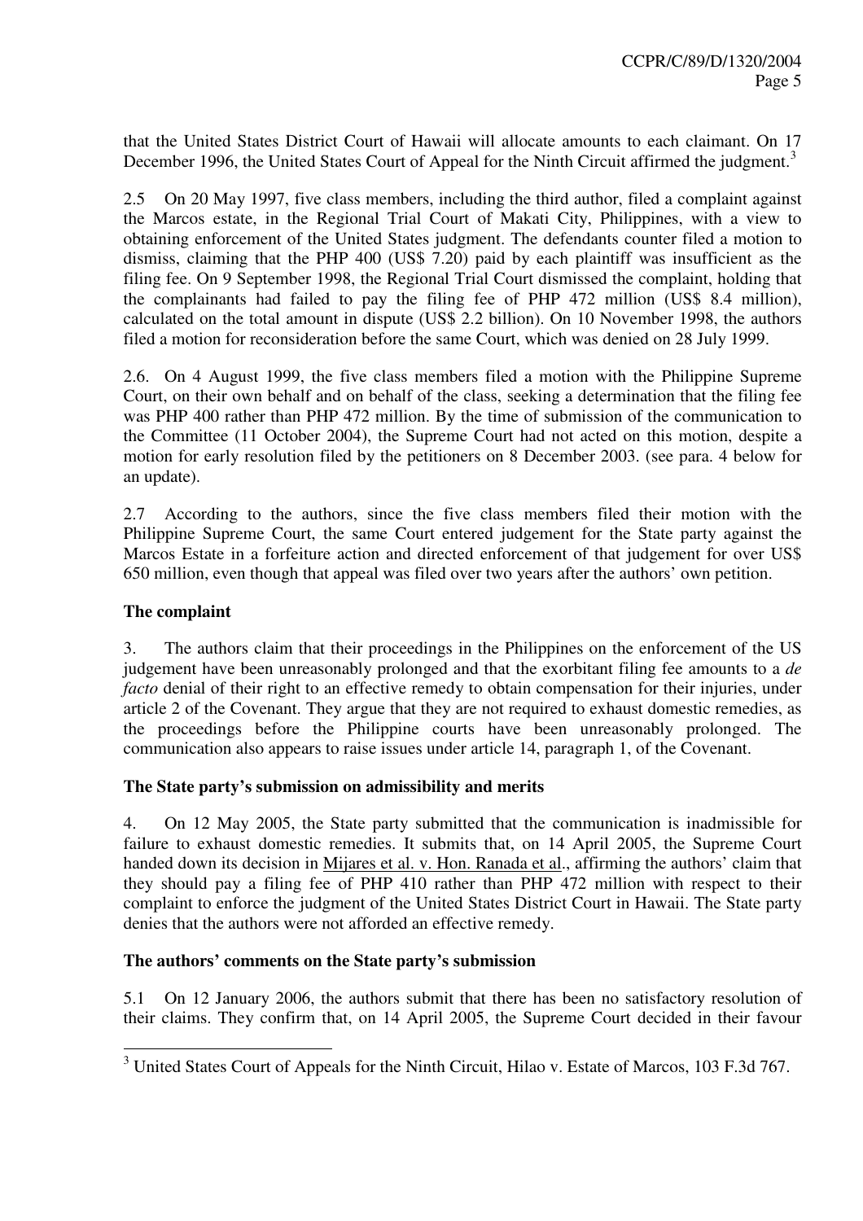that the United States District Court of Hawaii will allocate amounts to each claimant. On 17 December 1996, the United States Court of Appeal for the Ninth Circuit affirmed the judgment.[3]

2.5 On 20 May 1997, five class members, including the third author, filed a complaint against the Marcos estate, in the Regional Trial Court of Makati City, Philippines, with a view to obtaining enforcement of the United States judgment. The defendants counter filed a motion to dismiss, claiming that the PHP 400 (US$ 7.20) paid by each plaintiff was insufficient as the filing fee. On 9 September 1998, the Regional Trial Court dismissed the complaint, holding that the complainants had failed to pay the filing fee of PHP 472 million (US$ 8.4 million), calculated on the total amount in dispute (US$ 2.2 billion). On 10 November 1998, the authors filed a motion for reconsideration before the same Court, which was denied on 28 July 1999.

2.6. On 4 August 1999, the five class members filed a motion with the Philippine Supreme Court, on their own behalf and on behalf of the class, seeking a determination that the filing fee was PHP 400 rather than PHP 472 million. By the time of submission of the communication to the Committee (11 October 2004), the Supreme Court had not acted on this motion, despite a motion for early resolution filed by the petitioners on 8 December 2003. (see para. 4 below for an update).

2.7 According to the authors, since the five class members filed their motion with the Philippine Supreme Court, the same Court entered judgement for the State party against the Marcos Estate in a forfeiture action and directed enforcement of that judgement for over US$ 650 million, even though that appeal was filed over two years after the authors' own petition.

**The complaint**

3. The authors claim that their proceedings in the Philippines on the enforcement of the US judgement have been unreasonably prolonged and that the exorbitant filing fee amounts to a *de facto* denial of their right to an effective remedy to obtain compensation for their injuries, under article 2 of the Covenant. They argue that they are not required to exhaust domestic remedies, as the proceedings before the Philippine courts have been unreasonably prolonged. The communication also appears to raise issues under article 14, paragraph 1, of the Covenant.

**The State party's submission on admissibility and merits**

4. On 12 May 2005, the State party submitted that the communication is inadmissible for failure to exhaust domestic remedies. It submits that, on 14 April 2005, the Supreme Court handed down its decision in Mijares et al. v. Hon. Ranada et al., affirming the authors' claim that they should pay a filing fee of PHP 410 rather than PHP 472 million with respect to their complaint to enforce the judgment of the United States District Court in Hawaii. The State party denies that the authors were not afforded an effective remedy.

**The authors' comments on the State party's submission**

5.1 On 12 January 2006, the authors submit that there has been no satisfactory resolution of their claims. They confirm that, on 14 April 2005, the Supreme Court decided in their favour

---

[3] United States Court of Appeals for the Ninth Circuit, Hilao v. Estate of Marcos, 103 F.3d 767.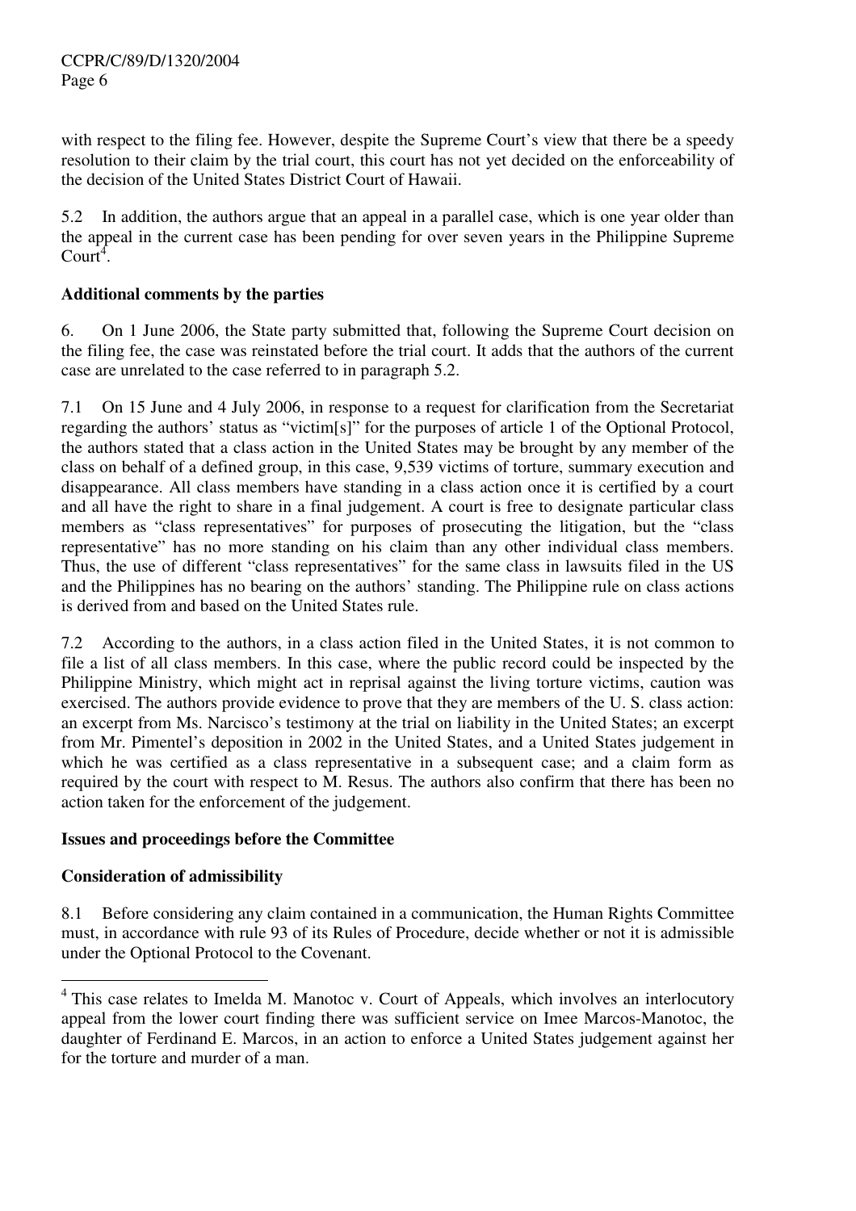with respect to the filing fee. However, despite the Supreme Court's view that there be a speedy resolution to their claim by the trial court, this court has not yet decided on the enforceability of the decision of the United States District Court of Hawaii.

5.2 In addition, the authors argue that an appeal in a parallel case, which is one year older than the appeal in the current case has been pending for over seven years in the Philippine Supreme Court[4].

**Additional comments by the parties**

6. On 1 June 2006, the State party submitted that, following the Supreme Court decision on the filing fee, the case was reinstated before the trial court. It adds that the authors of the current case are unrelated to the case referred to in paragraph 5.2.

7.1 On 15 June and 4 July 2006, in response to a request for clarification from the Secretariat regarding the authors' status as "victim[s]" for the purposes of article 1 of the Optional Protocol, the authors stated that a class action in the United States may be brought by any member of the class on behalf of a defined group, in this case, 9,539 victims of torture, summary execution and disappearance. All class members have standing in a class action once it is certified by a court and all have the right to share in a final judgement. A court is free to designate particular class members as "class representatives" for purposes of prosecuting the litigation, but the "class representative" has no more standing on his claim than any other individual class members. Thus, the use of different "class representatives" for the same class in lawsuits filed in the US and the Philippines has no bearing on the authors' standing. The Philippine rule on class actions is derived from and based on the United States rule.

7.2 According to the authors, in a class action filed in the United States, it is not common to file a list of all class members. In this case, where the public record could be inspected by the Philippine Ministry, which might act in reprisal against the living torture victims, caution was exercised. The authors provide evidence to prove that they are members of the U. S. class action: an excerpt from Ms. Narcisco's testimony at the trial on liability in the United States; an excerpt from Mr. Pimentel's deposition in 2002 in the United States, and a United States judgement in which he was certified as a class representative in a subsequent case; and a claim form as required by the court with respect to M. Resus. The authors also confirm that there has been no action taken for the enforcement of the judgement.

**Issues and proceedings before the Committee**

**Consideration of admissibility**

8.1 Before considering any claim contained in a communication, the Human Rights Committee must, in accordance with rule 93 of its Rules of Procedure, decide whether or not it is admissible under the Optional Protocol to the Covenant.

---

[4] This case relates to Imelda M. Manotoc v. Court of Appeals, which involves an interlocutory appeal from the lower court finding there was sufficient service on Imee Marcos-Manotoc, the daughter of Ferdinand E. Marcos, in an action to enforce a United States judgement against her for the torture and murder of a man.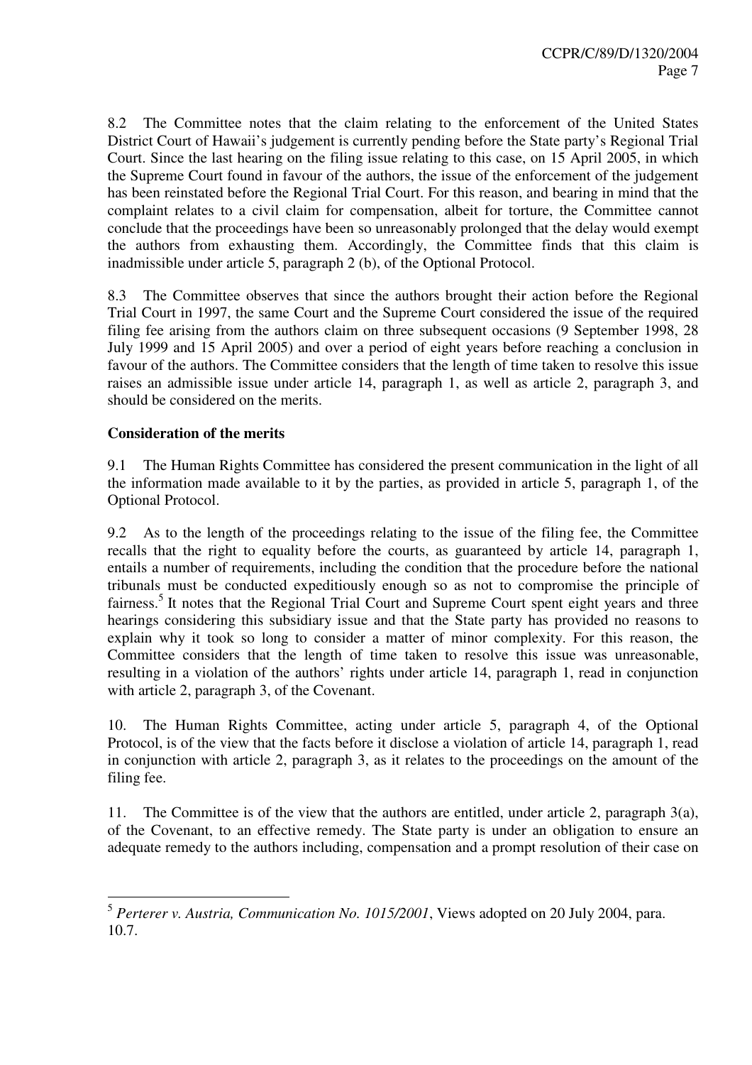8.2 The Committee notes that the claim relating to the enforcement of the United States District Court of Hawaii's judgement is currently pending before the State party's Regional Trial Court. Since the last hearing on the filing issue relating to this case, on 15 April 2005, in which the Supreme Court found in favour of the authors, the issue of the enforcement of the judgement has been reinstated before the Regional Trial Court. For this reason, and bearing in mind that the complaint relates to a civil claim for compensation, albeit for torture, the Committee cannot conclude that the proceedings have been so unreasonably prolonged that the delay would exempt the authors from exhausting them. Accordingly, the Committee finds that this claim is inadmissible under article 5, paragraph 2 (b), of the Optional Protocol.

8.3 The Committee observes that since the authors brought their action before the Regional Trial Court in 1997, the same Court and the Supreme Court considered the issue of the required filing fee arising from the authors claim on three subsequent occasions (9 September 1998, 28 July 1999 and 15 April 2005) and over a period of eight years before reaching a conclusion in favour of the authors. The Committee considers that the length of time taken to resolve this issue raises an admissible issue under article 14, paragraph 1, as well as article 2, paragraph 3, and should be considered on the merits.

**Consideration of the merits**

9.1 The Human Rights Committee has considered the present communication in the light of all the information made available to it by the parties, as provided in article 5, paragraph 1, of the Optional Protocol.

9.2 As to the length of the proceedings relating to the issue of the filing fee, the Committee recalls that the right to equality before the courts, as guaranteed by article 14, paragraph 1, entails a number of requirements, including the condition that the procedure before the national tribunals must be conducted expeditiously enough so as not to compromise the principle of fairness.[5] It notes that the Regional Trial Court and Supreme Court spent eight years and three hearings considering this subsidiary issue and that the State party has provided no reasons to explain why it took so long to consider a matter of minor complexity. For this reason, the Committee considers that the length of time taken to resolve this issue was unreasonable, resulting in a violation of the authors' rights under article 14, paragraph 1, read in conjunction with article 2, paragraph 3, of the Covenant.

10. The Human Rights Committee, acting under article 5, paragraph 4, of the Optional Protocol, is of the view that the facts before it disclose a violation of article 14, paragraph 1, read in conjunction with article 2, paragraph 3, as it relates to the proceedings on the amount of the filing fee.

11. The Committee is of the view that the authors are entitled, under article 2, paragraph 3(a), of the Covenant, to an effective remedy. The State party is under an obligation to ensure an adequate remedy to the authors including, compensation and a prompt resolution of their case on

---

[5] *Perterer v. Austria, Communication No. 1015/2001*, Views adopted on 20 July 2004, para. 10.7.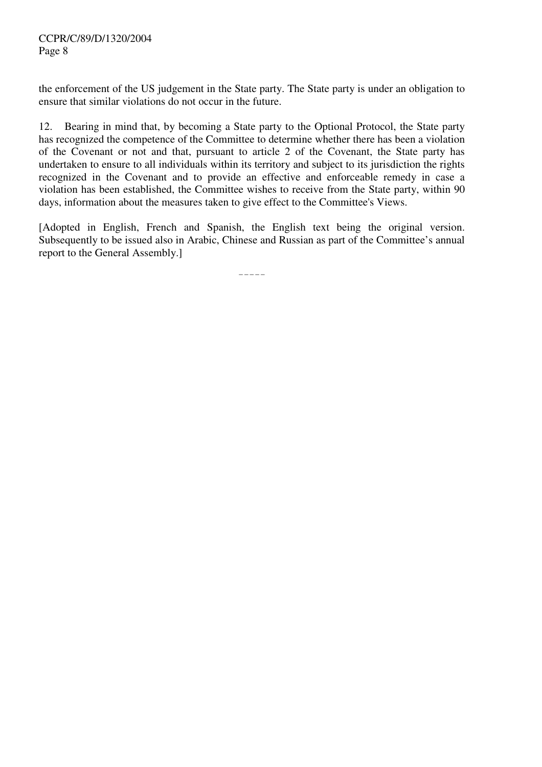the enforcement of the US judgement in the State party. The State party is under an obligation to ensure that similar violations do not occur in the future.

12. Bearing in mind that, by becoming a State party to the Optional Protocol, the State party has recognized the competence of the Committee to determine whether there has been a violation of the Covenant or not and that, pursuant to article 2 of the Covenant, the State party has undertaken to ensure to all individuals within its territory and subject to its jurisdiction the rights recognized in the Covenant and to provide an effective and enforceable remedy in case a violation has been established, the Committee wishes to receive from the State party, within 90 days, information about the measures taken to give effect to the Committee's Views.

[Adopted in English, French and Spanish, the English text being the original version. Subsequently to be issued also in Arabic, Chinese and Russian as part of the Committee's annual report to the General Assembly.]

-----